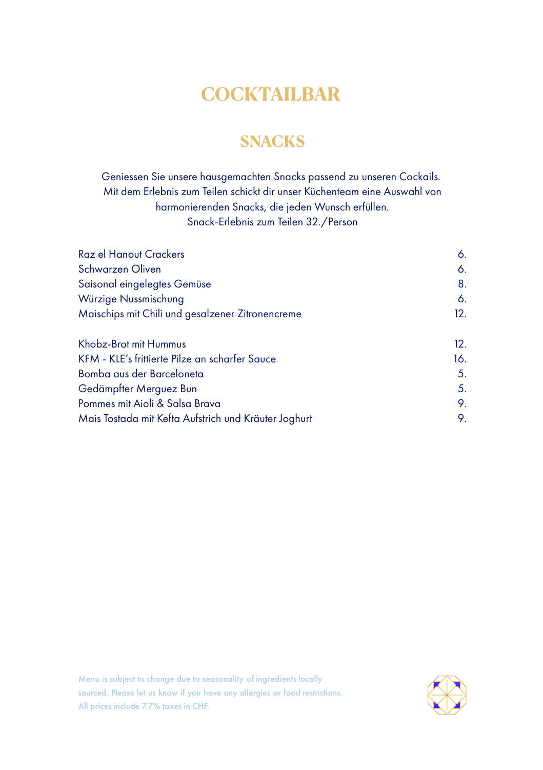# COCKTAILBAR

## SNACKS

Geniessen Sie unsere hausgemachten Snacks passend zu unseren Cockails.
Mit dem Erlebnis zum Teilen schickt dir unser Küchenteam eine Auswahl von harmonierenden Snacks, die jeden Wunsch erfüllen.
Snack-Erlebnis zum Teilen 32./Person

| | |
|---|---|
| Raz el Hanout Crackers | 6. |
| Schwarzen Oliven | 6. |
| Saisonal eingelegtes Gemüse | 8. |
| Würzige Nussmischung | 6. |
| Maischips mit Chili und gesalzener Zitronencreme | 12. |
| | |
| Khobz-Brot mit Hummus | 12. |
| KFM - KLE's frittierte Pilze an scharfer Sauce | 16. |
| Bomba aus der Barceloneta | 5. |
| Gedämpfter Merguez Bun | 5. |
| Pommes mit Aioli & Salsa Brava | 9. |
| Mais Tostada mit Kefta Aufstrich und Kräuter Joghurt | 9. |

Menu is subject to change due to seasonality of ingredients locally sourced. Please let us know if you have any allergies or food restrictions.
All prices include 7.7% taxes in CHF.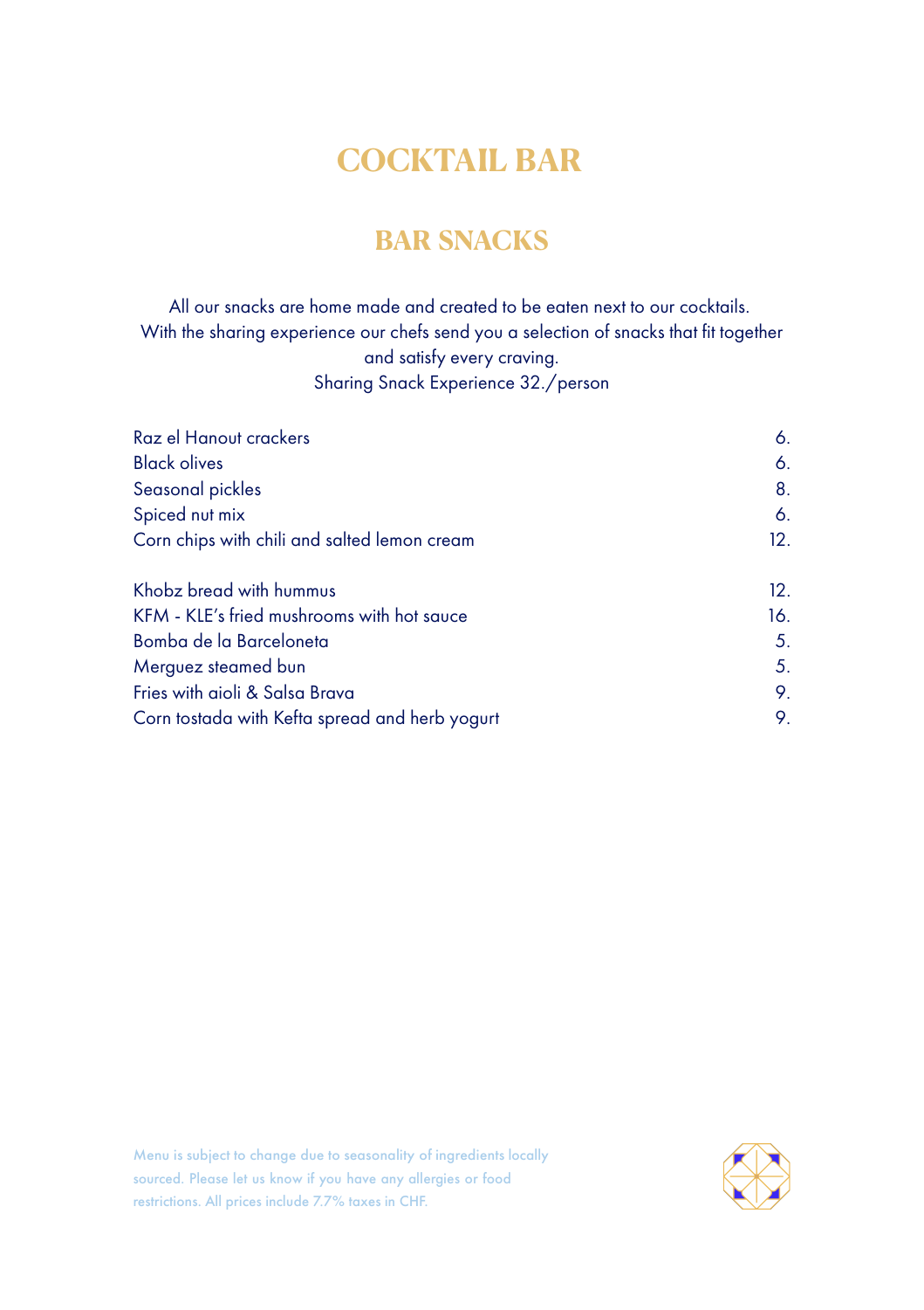# COCKTAIL BAR

## BAR SNACKS

All our snacks are home made and created to be eaten next to our cocktails.
With the sharing experience our chefs send you a selection of snacks that fit together and satisfy every craving.
Sharing Snack Experience 32./person

| | |
|---|---|
| Raz el Hanout crackers | 6. |
| Black olives | 6. |
| Seasonal pickles | 8. |
| Spiced nut mix | 6. |
| Corn chips with chili and salted lemon cream | 12. |
| | |
| Khobz bread with hummus | 12. |
| KFM - KLE's fried mushrooms with hot sauce | 16. |
| Bomba de la Barceloneta | 5. |
| Merguez steamed bun | 5. |
| Fries with aioli & Salsa Brava | 9. |
| Corn tostada with Kefta spread and herb yogurt | 9. |

Menu is subject to change due to seasonality of ingredients locally sourced. Please let us know if you have any allergies or food restrictions. All prices include 7.7% taxes in CHF.